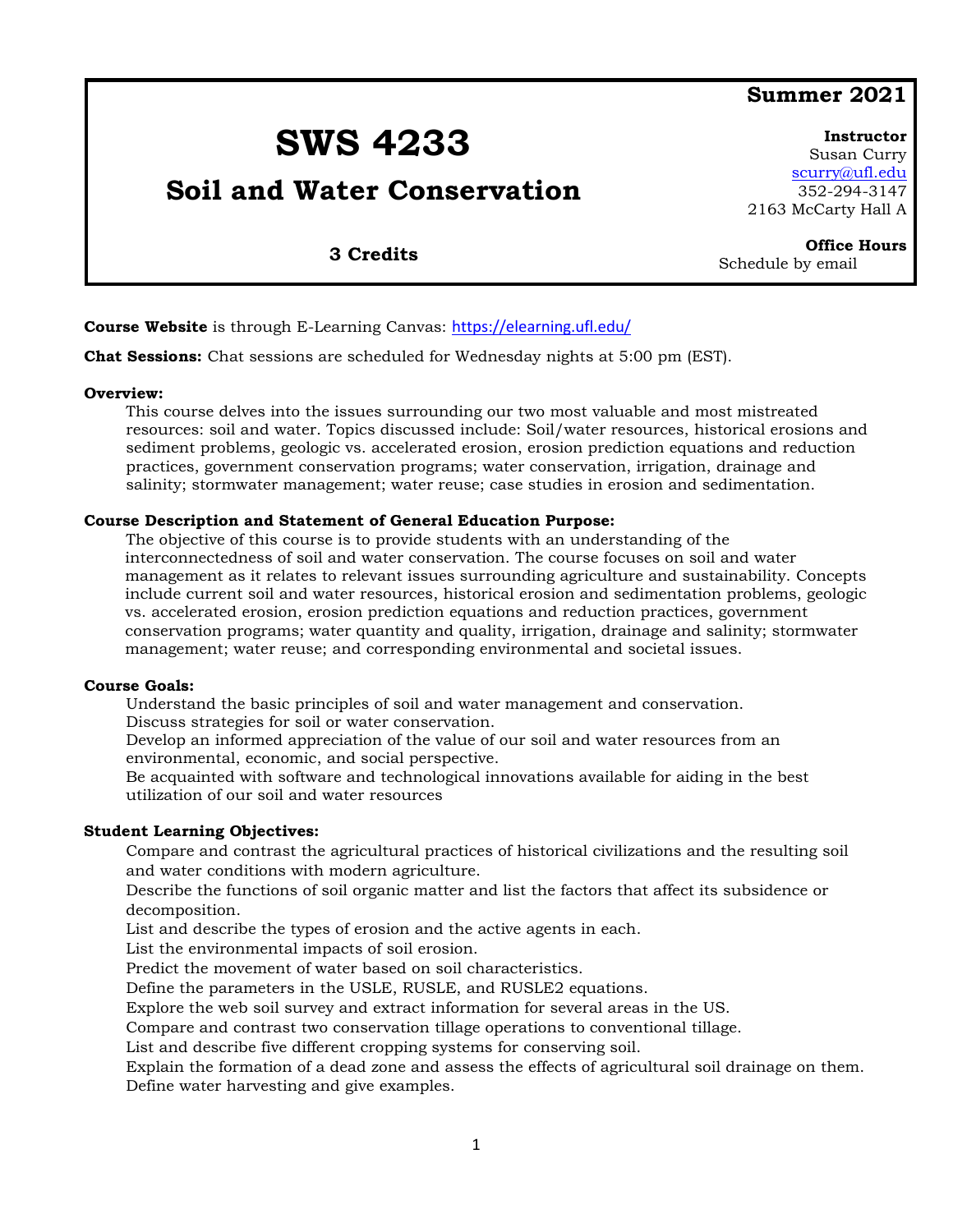**Summer 2021**

# SWS 4233

## Soil and Water Conservation

**3 Credits**

**Instructor**
Susan Curry
scurry@ufl.edu
352-294-3147
2163 McCarty Hall A

**Office Hours**
Schedule by email

**Course Website** is through E-Learning Canvas: https://elearning.ufl.edu/

**Chat Sessions:** Chat sessions are scheduled for Wednesday nights at 5:00 pm (EST).

**Overview:**

This course delves into the issues surrounding our two most valuable and most mistreated resources: soil and water. Topics discussed include: Soil/water resources, historical erosions and sediment problems, geologic vs. accelerated erosion, erosion prediction equations and reduction practices, government conservation programs; water conservation, irrigation, drainage and salinity; stormwater management; water reuse; case studies in erosion and sedimentation.

**Course Description and Statement of General Education Purpose:**

The objective of this course is to provide students with an understanding of the interconnectedness of soil and water conservation. The course focuses on soil and water management as it relates to relevant issues surrounding agriculture and sustainability. Concepts include current soil and water resources, historical erosion and sedimentation problems, geologic vs. accelerated erosion, erosion prediction equations and reduction practices, government conservation programs; water quantity and quality, irrigation, drainage and salinity; stormwater management; water reuse; and corresponding environmental and societal issues.

**Course Goals:**

Understand the basic principles of soil and water management and conservation.
Discuss strategies for soil or water conservation.
Develop an informed appreciation of the value of our soil and water resources from an environmental, economic, and social perspective.
Be acquainted with software and technological innovations available for aiding in the best utilization of our soil and water resources

**Student Learning Objectives:**

Compare and contrast the agricultural practices of historical civilizations and the resulting soil and water conditions with modern agriculture.
Describe the functions of soil organic matter and list the factors that affect its subsidence or decomposition.
List and describe the types of erosion and the active agents in each.
List the environmental impacts of soil erosion.
Predict the movement of water based on soil characteristics.
Define the parameters in the USLE, RUSLE, and RUSLE2 equations.
Explore the web soil survey and extract information for several areas in the US.
Compare and contrast two conservation tillage operations to conventional tillage.
List and describe five different cropping systems for conserving soil.
Explain the formation of a dead zone and assess the effects of agricultural soil drainage on them.
Define water harvesting and give examples.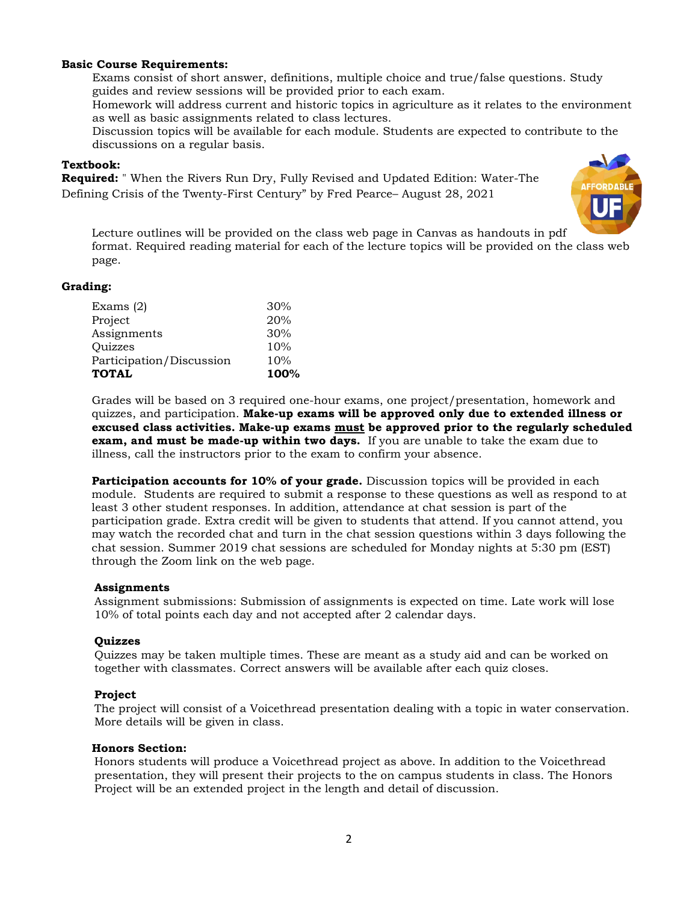**Basic Course Requirements:**

Exams consist of short answer, definitions, multiple choice and true/false questions. Study guides and review sessions will be provided prior to each exam.

Homework will address current and historic topics in agriculture as it relates to the environment as well as basic assignments related to class lectures.

Discussion topics will be available for each module. Students are expected to contribute to the discussions on a regular basis.

**Textbook:**

**Required:** " When the Rivers Run Dry, Fully Revised and Updated Edition: Water-The Defining Crisis of the Twenty-First Century" by Fred Pearce– August 28, 2021

Lecture outlines will be provided on the class web page in Canvas as handouts in pdf format. Required reading material for each of the lecture topics will be provided on the class web page.

**Grading:**

| | |
|---|---|
| Exams (2) | 30% |
| Project | 20% |
| Assignments | 30% |
| Quizzes | 10% |
| Participation/Discussion | 10% |
| **TOTAL** | **100%** |

Grades will be based on 3 required one-hour exams, one project/presentation, homework and quizzes, and participation. **Make-up exams will be approved only due to extended illness or excused class activities. Make-up exams must be approved prior to the regularly scheduled exam, and must be made-up within two days.** If you are unable to take the exam due to illness, call the instructors prior to the exam to confirm your absence.

**Participation accounts for 10% of your grade.** Discussion topics will be provided in each module. Students are required to submit a response to these questions as well as respond to at least 3 other student responses. In addition, attendance at chat session is part of the participation grade. Extra credit will be given to students that attend. If you cannot attend, you may watch the recorded chat and turn in the chat session questions within 3 days following the chat session. Summer 2019 chat sessions are scheduled for Monday nights at 5:30 pm (EST) through the Zoom link on the web page.

**Assignments**

Assignment submissions: Submission of assignments is expected on time. Late work will lose 10% of total points each day and not accepted after 2 calendar days.

**Quizzes**

Quizzes may be taken multiple times. These are meant as a study aid and can be worked on together with classmates. Correct answers will be available after each quiz closes.

**Project**

The project will consist of a Voicethread presentation dealing with a topic in water conservation. More details will be given in class.

**Honors Section:**

Honors students will produce a Voicethread project as above. In addition to the Voicethread presentation, they will present their projects to the on campus students in class. The Honors Project will be an extended project in the length and detail of discussion.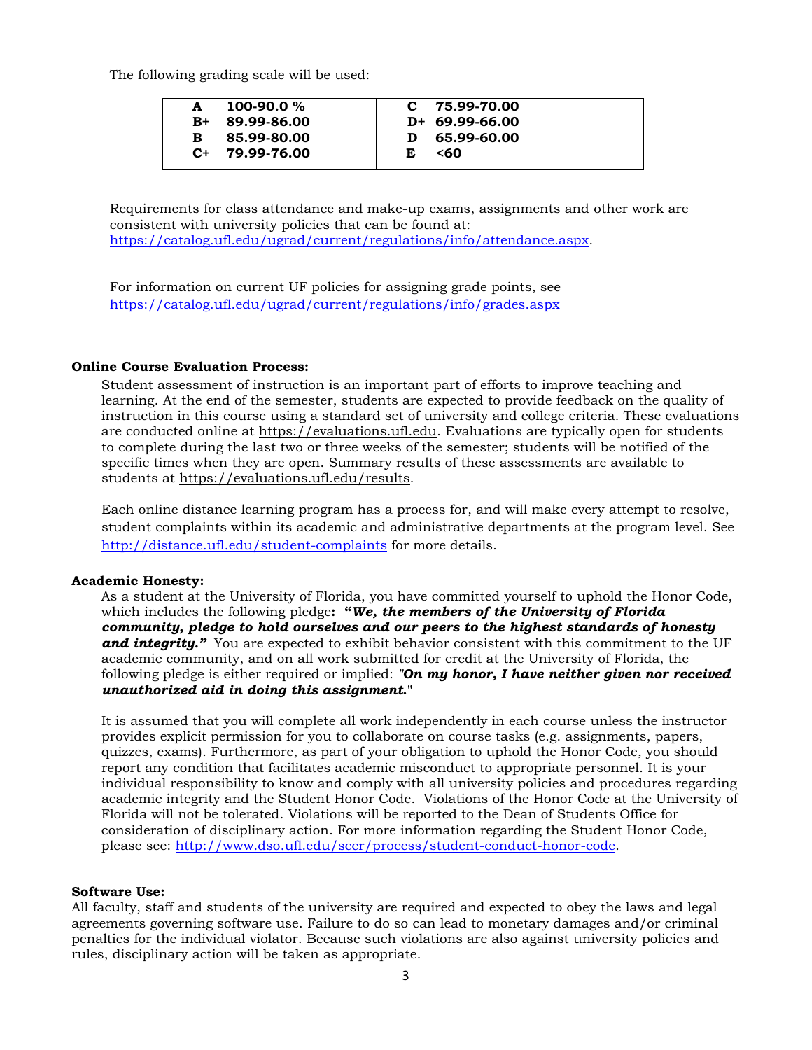The following grading scale will be used:

| | | | |
|---|---|---|---|
| **A** | **100-90.0 %** | **C** | **75.99-70.00** |
| **B+** | **89.99-86.00** | **D+** | **69.99-66.00** |
| **B** | **85.99-80.00** | **D** | **65.99-60.00** |
| **C+** | **79.99-76.00** | **E** | **<60** |

Requirements for class attendance and make-up exams, assignments and other work are consistent with university policies that can be found at: https://catalog.ufl.edu/ugrad/current/regulations/info/attendance.aspx.

For information on current UF policies for assigning grade points, see https://catalog.ufl.edu/ugrad/current/regulations/info/grades.aspx

**Online Course Evaluation Process:**

Student assessment of instruction is an important part of efforts to improve teaching and learning. At the end of the semester, students are expected to provide feedback on the quality of instruction in this course using a standard set of university and college criteria. These evaluations are conducted online at https://evaluations.ufl.edu. Evaluations are typically open for students to complete during the last two or three weeks of the semester; students will be notified of the specific times when they are open. Summary results of these assessments are available to students at https://evaluations.ufl.edu/results.

Each online distance learning program has a process for, and will make every attempt to resolve, student complaints within its academic and administrative departments at the program level. See http://distance.ufl.edu/student-complaints for more details.

**Academic Honesty:**

As a student at the University of Florida, you have committed yourself to uphold the Honor Code, which includes the following pledge**: "*We, the members of the University of Florida community, pledge to hold ourselves and our peers to the highest standards of honesty and integrity.*"** You are expected to exhibit behavior consistent with this commitment to the UF academic community, and on all work submitted for credit at the University of Florida, the following pledge is either required or implied: ***"On my honor, I have neither given nor received unauthorized aid in doing this assignment.***"

It is assumed that you will complete all work independently in each course unless the instructor provides explicit permission for you to collaborate on course tasks (e.g. assignments, papers, quizzes, exams). Furthermore, as part of your obligation to uphold the Honor Code, you should report any condition that facilitates academic misconduct to appropriate personnel. It is your individual responsibility to know and comply with all university policies and procedures regarding academic integrity and the Student Honor Code. Violations of the Honor Code at the University of Florida will not be tolerated. Violations will be reported to the Dean of Students Office for consideration of disciplinary action. For more information regarding the Student Honor Code, please see: http://www.dso.ufl.edu/sccr/process/student-conduct-honor-code.

**Software Use:**

All faculty, staff and students of the university are required and expected to obey the laws and legal agreements governing software use. Failure to do so can lead to monetary damages and/or criminal penalties for the individual violator. Because such violations are also against university policies and rules, disciplinary action will be taken as appropriate.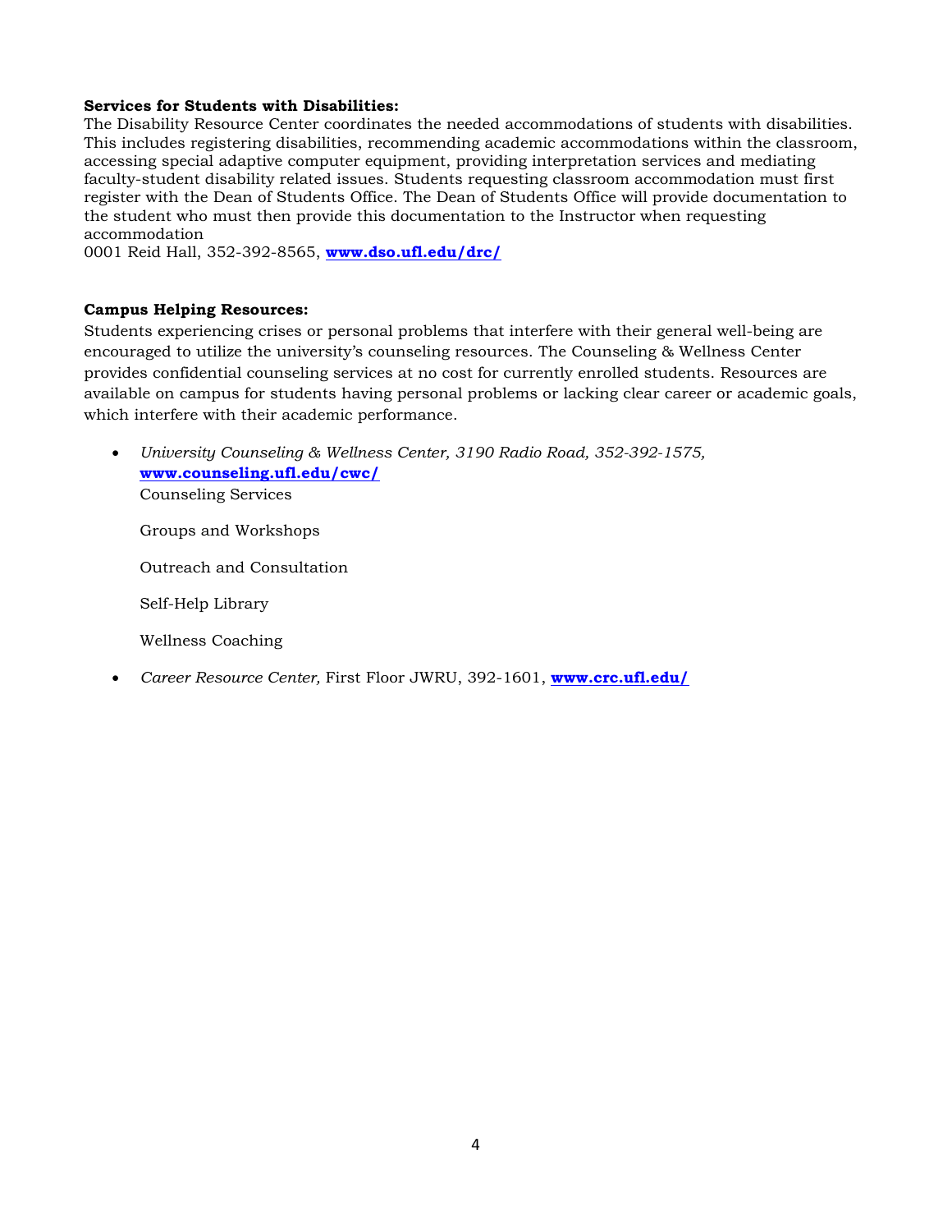**Services for Students with Disabilities:**
The Disability Resource Center coordinates the needed accommodations of students with disabilities. This includes registering disabilities, recommending academic accommodations within the classroom, accessing special adaptive computer equipment, providing interpretation services and mediating faculty-student disability related issues. Students requesting classroom accommodation must first register with the Dean of Students Office. The Dean of Students Office will provide documentation to the student who must then provide this documentation to the Instructor when requesting accommodation
0001 Reid Hall, 352-392-8565, **www.dso.ufl.edu/drc/**

**Campus Helping Resources:**
Students experiencing crises or personal problems that interfere with their general well-being are encouraged to utilize the university's counseling resources. The Counseling & Wellness Center provides confidential counseling services at no cost for currently enrolled students. Resources are available on campus for students having personal problems or lacking clear career or academic goals, which interfere with their academic performance.

- *University Counseling & Wellness Center, 3190 Radio Road, 352-392-1575,* **www.counseling.ufl.edu/cwc/**

  Counseling Services

  Groups and Workshops

  Outreach and Consultation

  Self-Help Library

  Wellness Coaching

- *Career Resource Center,* First Floor JWRU, 392-1601, **www.crc.ufl.edu/**